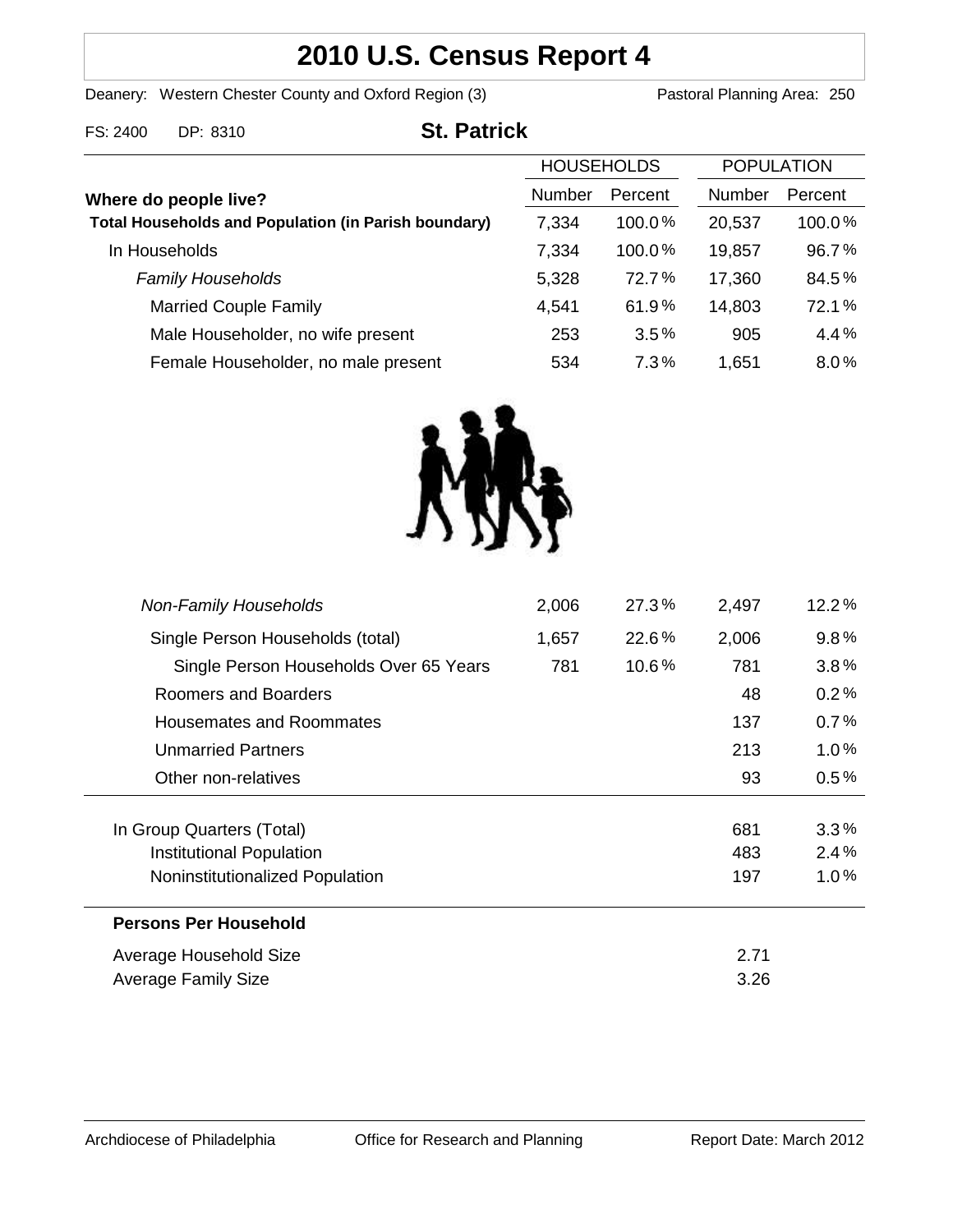# 2010 U.S. Census Report 4

Deanery: Western Chester County and Oxford Region (3) Pastoral Planning Area: 250

FS: 2400 DP: 8310

## St. Patrick

| Where do people live? | HOUSEHOLDS | | POPULATION | |
|---|---|---|---|---|
| | Number | Percent | Number | Percent |
| **Total Households and Population (in Parish boundary)** | 7,334 | 100.0% | 20,537 | 100.0% |
| In Households | 7,334 | 100.0% | 19,857 | 96.7% |
| *Family Households* | 5,328 | 72.7% | 17,360 | 84.5% |
| Married Couple Family | 4,541 | 61.9% | 14,803 | 72.1% |
| Male Householder, no wife present | 253 | 3.5% | 905 | 4.4% |
| Female Householder, no male present | 534 | 7.3% | 1,651 | 8.0% |
| *Non-Family Households* | 2,006 | 27.3% | 2,497 | 12.2% |
| Single Person Households (total) | 1,657 | 22.6% | 2,006 | 9.8% |
| Single Person Households Over 65 Years | 781 | 10.6% | 781 | 3.8% |
| Roomers and Boarders | | | 48 | 0.2% |
| Housemates and Roommates | | | 137 | 0.7% |
| Unmarried Partners | | | 213 | 1.0% |
| Other non-relatives | | | 93 | 0.5% |
| In Group Quarters (Total) | | | 681 | 3.3% |
| Institutional Population | | | 483 | 2.4% |
| Noninstitutionalized Population | | | 197 | 1.0% |

**Persons Per Household**

| | |
|---|---|
| Average Household Size | 2.71 |
| Average Family Size | 3.26 |

Archdiocese of Philadelphia Office for Research and Planning Report Date: March 2012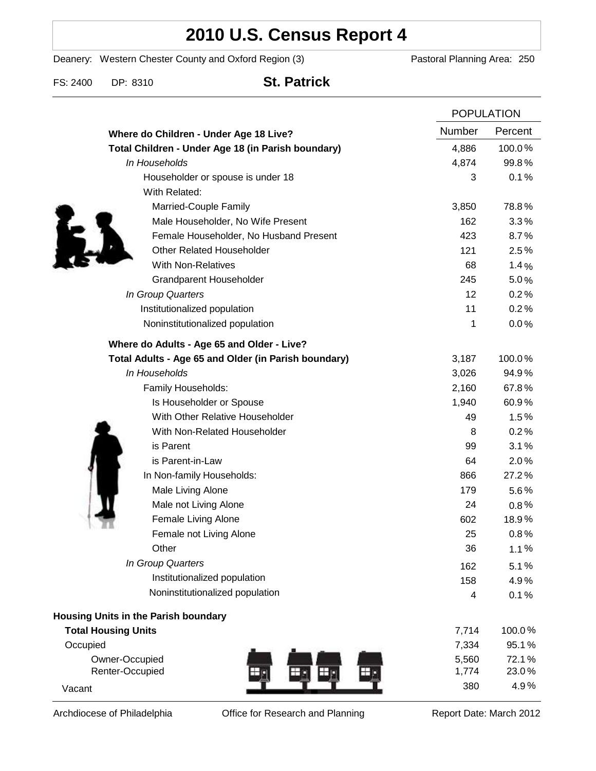# 2010 U.S. Census Report 4

Deanery: Western Chester County and Oxford Region (3) Pastoral Planning Area: 250

FS: 2400 DP: 8310 **St. Patrick**

| | POPULATION | |
|---|---|---|
| | Number | Percent |
| **Where do Children - Under Age 18 Live?** | | |
| **Total Children - Under Age 18 (in Parish boundary)** | 4,886 | 100.0% |
| *In Households* | 4,874 | 99.8% |
| Householder or spouse is under 18 | 3 | 0.1% |
| With Related: | | |
| Married-Couple Family | 3,850 | 78.8% |
| Male Householder, No Wife Present | 162 | 3.3% |
| Female Householder, No Husband Present | 423 | 8.7% |
| Other Related Householder | 121 | 2.5% |
| With Non-Relatives | 68 | 1.4% |
| Grandparent Householder | 245 | 5.0% |
| *In Group Quarters* | 12 | 0.2% |
| Institutionalized population | 11 | 0.2% |
| Noninstitutionalized population | 1 | 0.0% |
| **Where do Adults - Age 65 and Older - Live?** | | |
| **Total Adults - Age 65 and Older (in Parish boundary)** | 3,187 | 100.0% |
| *In Households* | 3,026 | 94.9% |
| Family Households: | 2,160 | 67.8% |
| Is Householder or Spouse | 1,940 | 60.9% |
| With Other Relative Householder | 49 | 1.5% |
| With Non-Related Householder | 8 | 0.2% |
| is Parent | 99 | 3.1% |
| is Parent-in-Law | 64 | 2.0% |
| In Non-family Households: | 866 | 27.2% |
| Male Living Alone | 179 | 5.6% |
| Male not Living Alone | 24 | 0.8% |
| Female Living Alone | 602 | 18.9% |
| Female not Living Alone | 25 | 0.8% |
| Other | 36 | 1.1% |
| *In Group Quarters* | 162 | 5.1% |
| Institutionalized population | 158 | 4.9% |
| Noninstitutionalized population | 4 | 0.1% |
| **Housing Units in the Parish boundary** | | |
| **Total Housing Units** | 7,714 | 100.0% |
| Occupied | 7,334 | 95.1% |
| Owner-Occupied | 5,560 | 72.1% |
| Renter-Occupied | 1,774 | 23.0% |
| Vacant | 380 | 4.9% |

Archdiocese of Philadelphia Office for Research and Planning Report Date: March 2012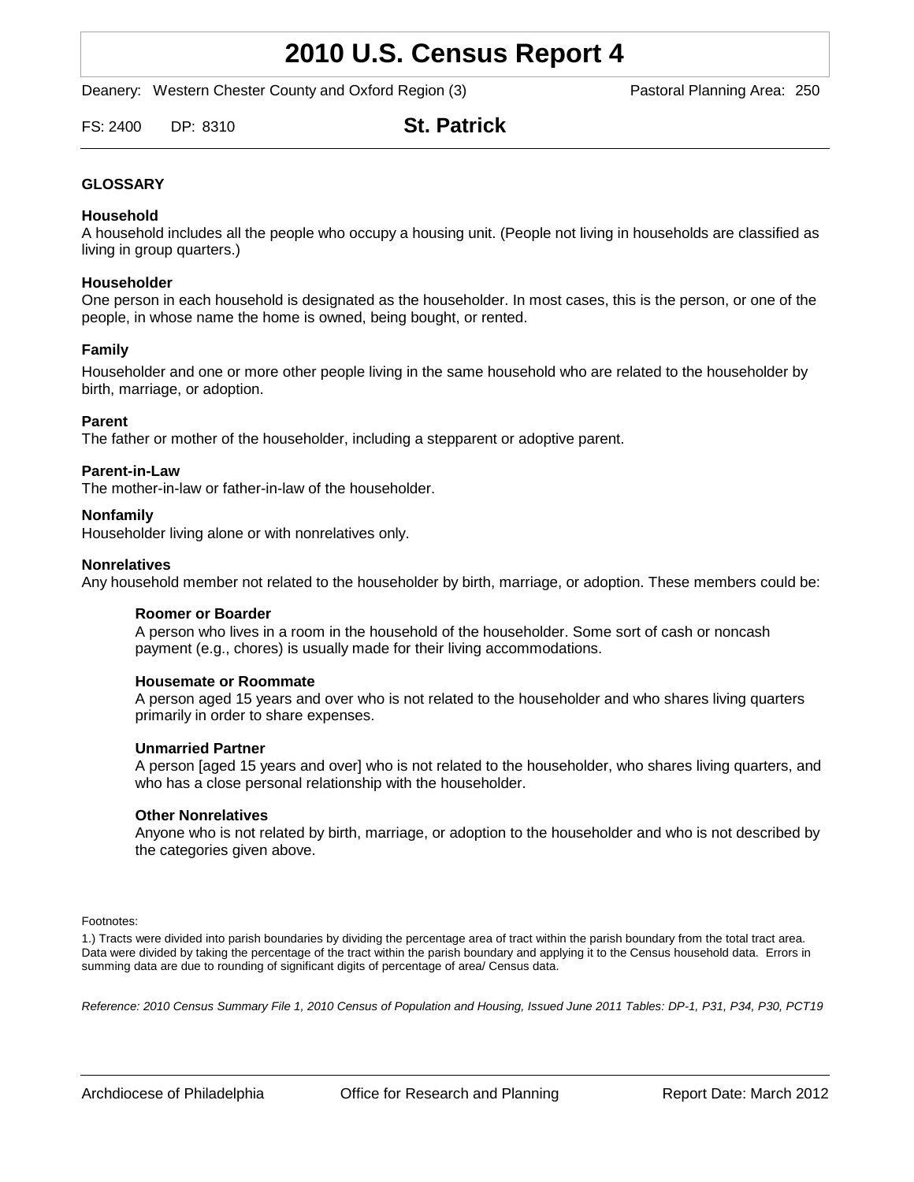# 2010 U.S. Census Report 4

Deanery: Western Chester County and Oxford Region (3) Pastoral Planning Area: 250

FS: 2400 DP: 8310 **St. Patrick**

## GLOSSARY

**Household**
A household includes all the people who occupy a housing unit. (People not living in households are classified as living in group quarters.)

**Householder**
One person in each household is designated as the householder. In most cases, this is the person, or one of the people, in whose name the home is owned, being bought, or rented.

**Family**
Householder and one or more other people living in the same household who are related to the householder by birth, marriage, or adoption.

**Parent**
The father or mother of the householder, including a stepparent or adoptive parent.

**Parent-in-Law**
The mother-in-law or father-in-law of the householder.

**Nonfamily**
Householder living alone or with nonrelatives only.

**Nonrelatives**
Any household member not related to the householder by birth, marriage, or adoption. These members could be:

> **Roomer or Boarder**
> A person who lives in a room in the household of the householder. Some sort of cash or noncash payment (e.g., chores) is usually made for their living accommodations.
>
> **Housemate or Roommate**
> A person aged 15 years and over who is not related to the householder and who shares living quarters primarily in order to share expenses.
>
> **Unmarried Partner**
> A person [aged 15 years and over] who is not related to the householder, who shares living quarters, and who has a close personal relationship with the householder.
>
> **Other Nonrelatives**
> Anyone who is not related by birth, marriage, or adoption to the householder and who is not described by the categories given above.

Footnotes:

1.) Tracts were divided into parish boundaries by dividing the percentage area of tract within the parish boundary from the total tract area. Data were divided by taking the percentage of the tract within the parish boundary and applying it to the Census household data. Errors in summing data are due to rounding of significant digits of percentage of area/ Census data.

*Reference: 2010 Census Summary File 1, 2010 Census of Population and Housing, Issued June 2011 Tables: DP-1, P31, P34, P30, PCT19*

Archdiocese of Philadelphia Office for Research and Planning Report Date: March 2012